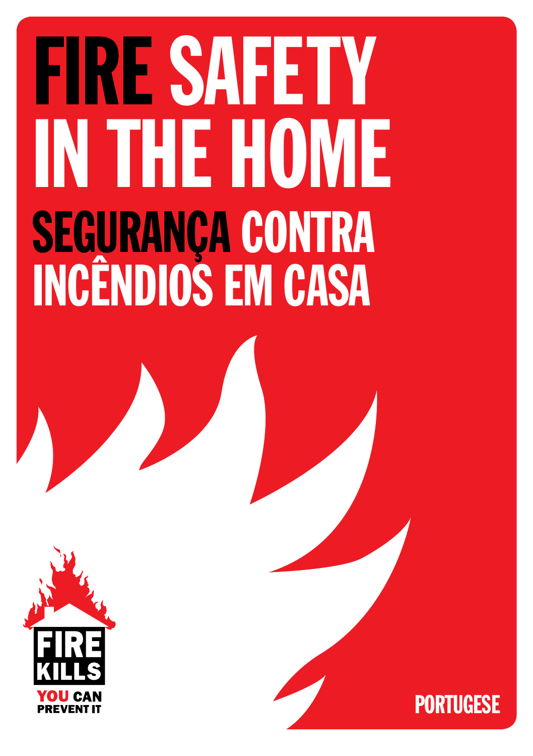# FIRE SAFETY IN THE HOME

## SEGURANÇA CONTRA INCÊNDIOS EM CASA

FIRE KILLS

YOU CAN PREVENT IT

PORTUGESE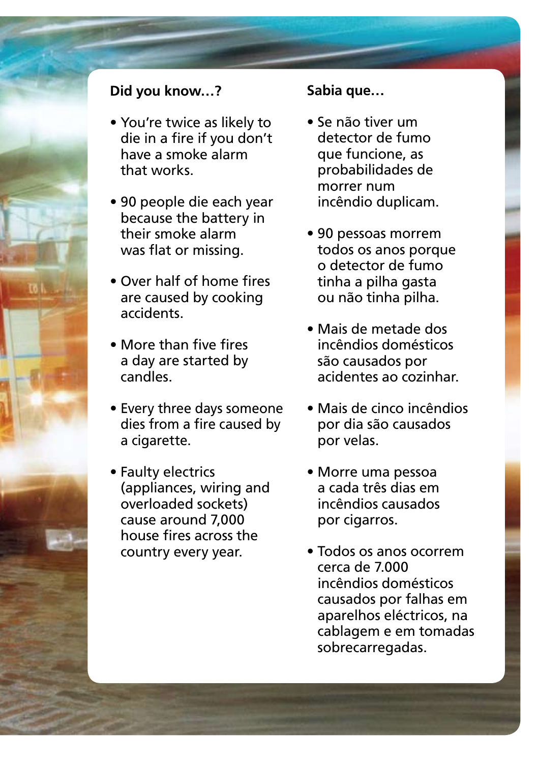## Did you know…?

- You're twice as likely to die in a fire if you don't have a smoke alarm that works.
- 90 people die each year because the battery in their smoke alarm was flat or missing.
- Over half of home fires are caused by cooking accidents.
- More than five fires a day are started by candles.
- Every three days someone dies from a fire caused by a cigarette.
- Faulty electrics (appliances, wiring and overloaded sockets) cause around 7,000 house fires across the country every year.

## Sabia que…

- Se não tiver um detector de fumo que funcione, as probabilidades de morrer num incêndio duplicam.
- 90 pessoas morrem todos os anos porque o detector de fumo tinha a pilha gasta ou não tinha pilha.
- Mais de metade dos incêndios domésticos são causados por acidentes ao cozinhar.
- Mais de cinco incêndios por dia são causados por velas.
- Morre uma pessoa a cada três dias em incêndios causados por cigarros.
- Todos os anos ocorrem cerca de 7.000 incêndios domésticos causados por falhas em aparelhos eléctricos, na cablagem e em tomadas sobrecarregadas.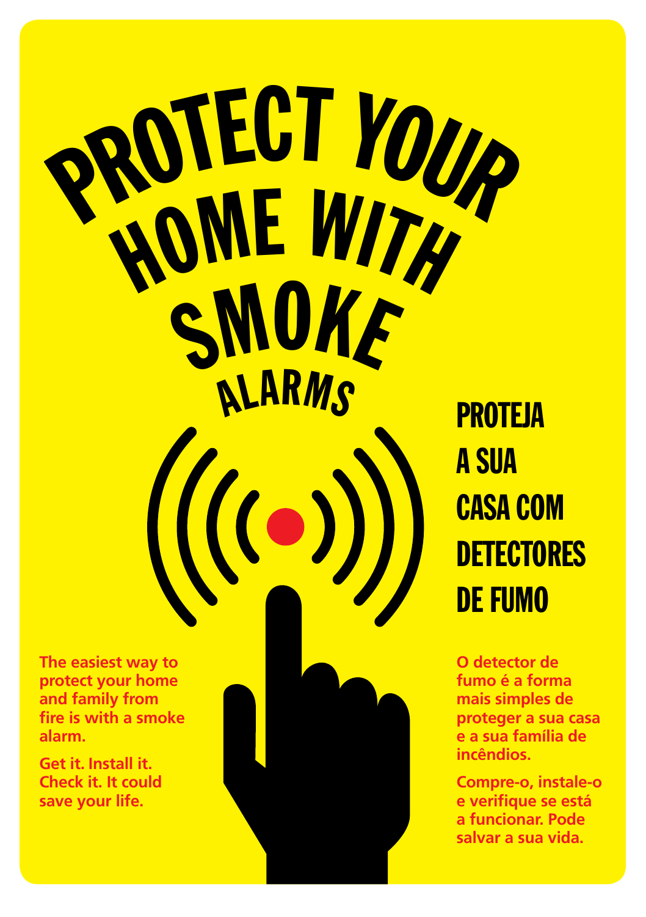# PROTECT YOUR HOME WITH SMOKE ALARMS

# PROTEJA A SUA CASA COM DETECTORES DE FUMO

**The easiest way to protect your home and family from fire is with a smoke alarm.**

**Get it. Install it. Check it. It could save your life.**

**O detector de fumo é a forma mais simples de proteger a sua casa e a sua família de incêndios.**

**Compre-o, instale-o e verifique se está a funcionar. Pode salvar a sua vida.**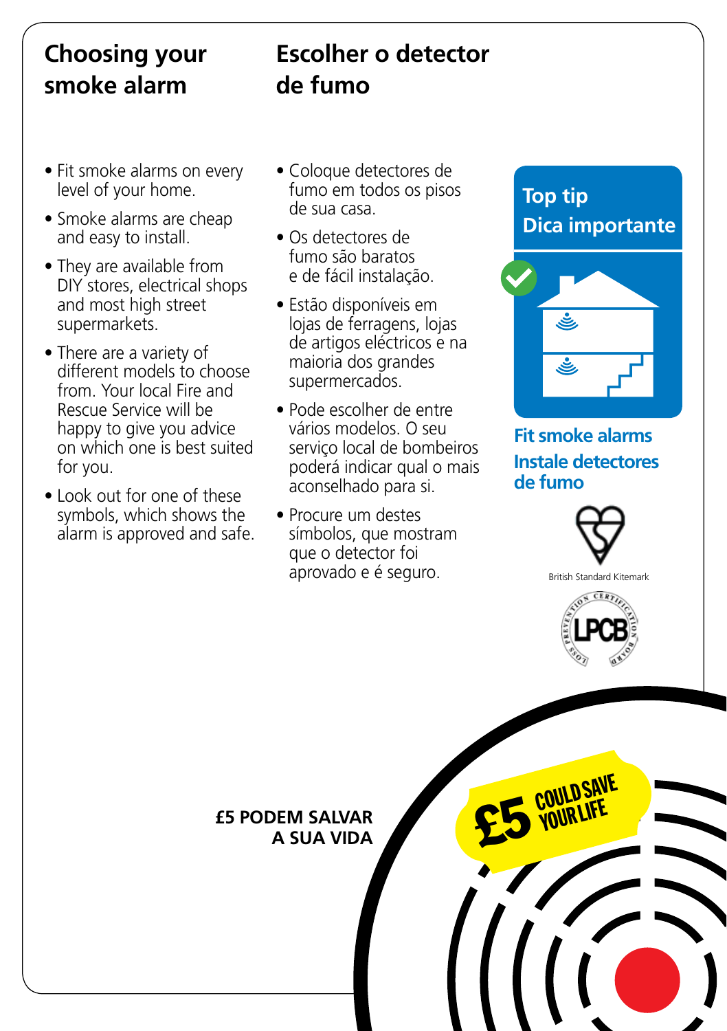## Choosing your smoke alarm

- Fit smoke alarms on every level of your home.
- Smoke alarms are cheap and easy to install.
- They are available from DIY stores, electrical shops and most high street supermarkets.
- There are a variety of different models to choose from. Your local Fire and Rescue Service will be happy to give you advice on which one is best suited for you.
- Look out for one of these symbols, which shows the alarm is approved and safe.

## Escolher o detector de fumo

- Coloque detectores de fumo em todos os pisos de sua casa.
- Os detectores de fumo são baratos e de fácil instalação.
- Estão disponíveis em lojas de ferragens, lojas de artigos eléctricos e na maioria dos grandes supermercados.
- Pode escolher de entre vários modelos. O seu serviço local de bombeiros poderá indicar qual o mais aconselhado para si.
- Procure um destes símbolos, que mostram que o detector foi aprovado e é seguro.

**Top tip**
**Dica importante**

**Fit smoke alarms**
**Instale detectores de fumo**

British Standard Kitemark

LPCB

**£5 PODEM SALVAR A SUA VIDA**

**£5 COULD SAVE YOUR LIFE**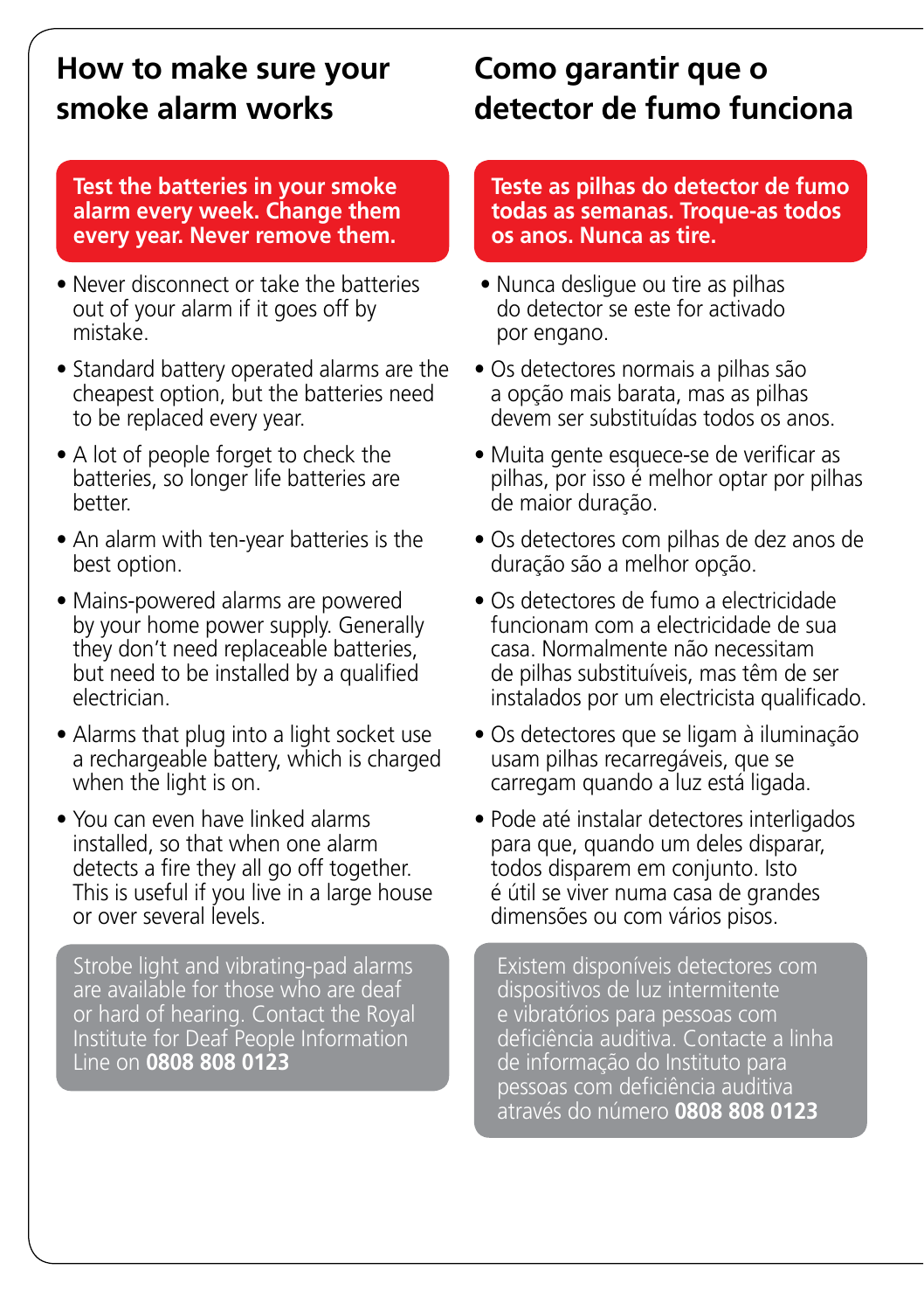## How to make sure your smoke alarm works

**Test the batteries in your smoke alarm every week. Change them every year. Never remove them.**

- Never disconnect or take the batteries out of your alarm if it goes off by mistake.
- Standard battery operated alarms are the cheapest option, but the batteries need to be replaced every year.
- A lot of people forget to check the batteries, so longer life batteries are better.
- An alarm with ten-year batteries is the best option.
- Mains-powered alarms are powered by your home power supply. Generally they don't need replaceable batteries, but need to be installed by a qualified electrician.
- Alarms that plug into a light socket use a rechargeable battery, which is charged when the light is on.
- You can even have linked alarms installed, so that when one alarm detects a fire they all go off together. This is useful if you live in a large house or over several levels.

Strobe light and vibrating-pad alarms are available for those who are deaf or hard of hearing. Contact the Royal Institute for Deaf People Information Line on **0808 808 0123**

## Como garantir que o detector de fumo funciona

**Teste as pilhas do detector de fumo todas as semanas. Troque-as todos os anos. Nunca as tire.**

- Nunca desligue ou tire as pilhas do detector se este for activado por engano.
- Os detectores normais a pilhas são a opção mais barata, mas as pilhas devem ser substituídas todos os anos.
- Muita gente esquece-se de verificar as pilhas, por isso é melhor optar por pilhas de maior duração.
- Os detectores com pilhas de dez anos de duração são a melhor opção.
- Os detectores de fumo a electricidade funcionam com a electricidade de sua casa. Normalmente não necessitam de pilhas substituíveis, mas têm de ser instalados por um electricista qualificado.
- Os detectores que se ligam à iluminação usam pilhas recarregáveis, que se carregam quando a luz está ligada.
- Pode até instalar detectores interligados para que, quando um deles disparar, todos disparem em conjunto. Isto é útil se viver numa casa de grandes dimensões ou com vários pisos.

Existem disponíveis detectores com dispositivos de luz intermitente e vibratórios para pessoas com deficiência auditiva. Contacte a linha de informação do Instituto para pessoas com deficiência auditiva através do número **0808 808 0123**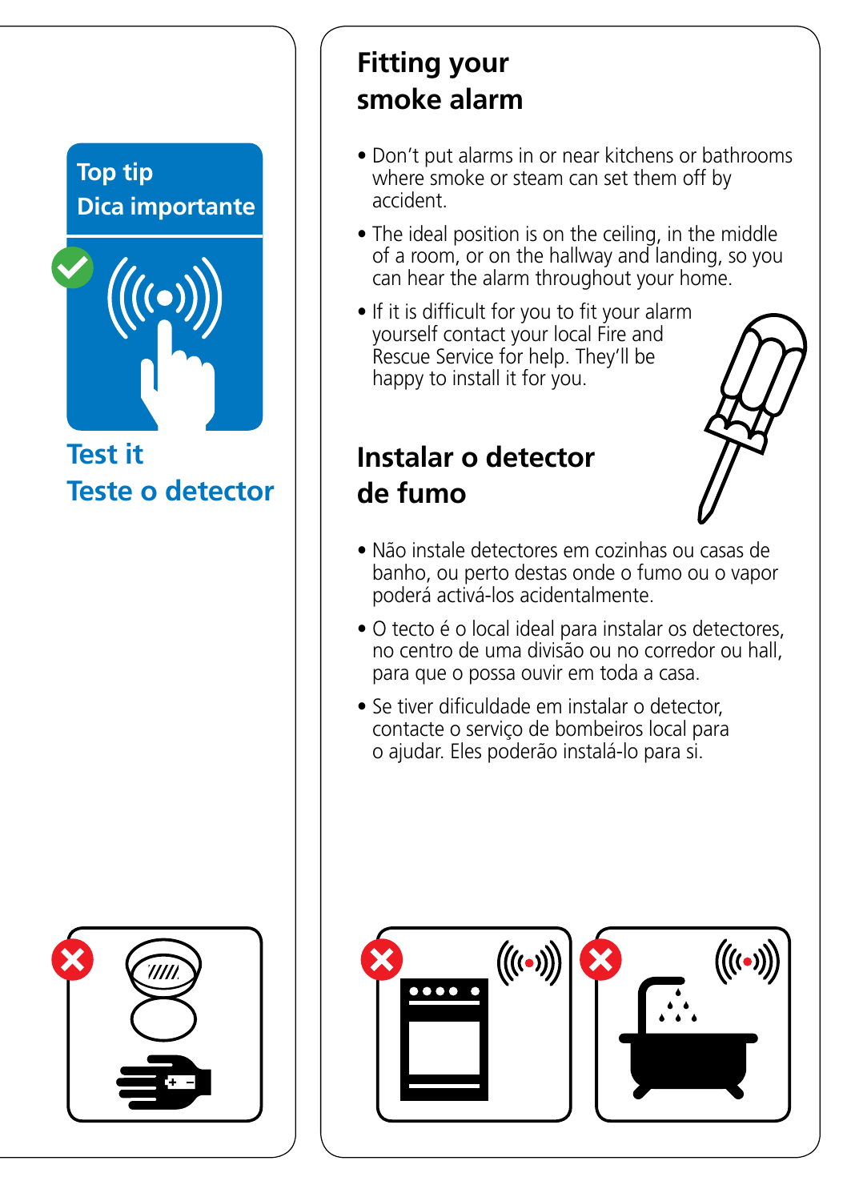**Top tip**
**Dica importante**

## Test it
## Teste o detector

## Fitting your smoke alarm

- Don't put alarms in or near kitchens or bathrooms where smoke or steam can set them off by accident.
- The ideal position is on the ceiling, in the middle of a room, or on the hallway and landing, so you can hear the alarm throughout your home.
- If it is difficult for you to fit your alarm yourself contact your local Fire and Rescue Service for help. They'll be happy to install it for you.

## Instalar o detector de fumo

- Não instale detectores em cozinhas ou casas de banho, ou perto destas onde o fumo ou o vapor poderá activá-los acidentalmente.
- O tecto é o local ideal para instalar os detectores, no centro de uma divisão ou no corredor ou hall, para que o possa ouvir em toda a casa.
- Se tiver dificuldade em instalar o detector, contacte o serviço de bombeiros local para o ajudar. Eles poderão instalá-lo para si.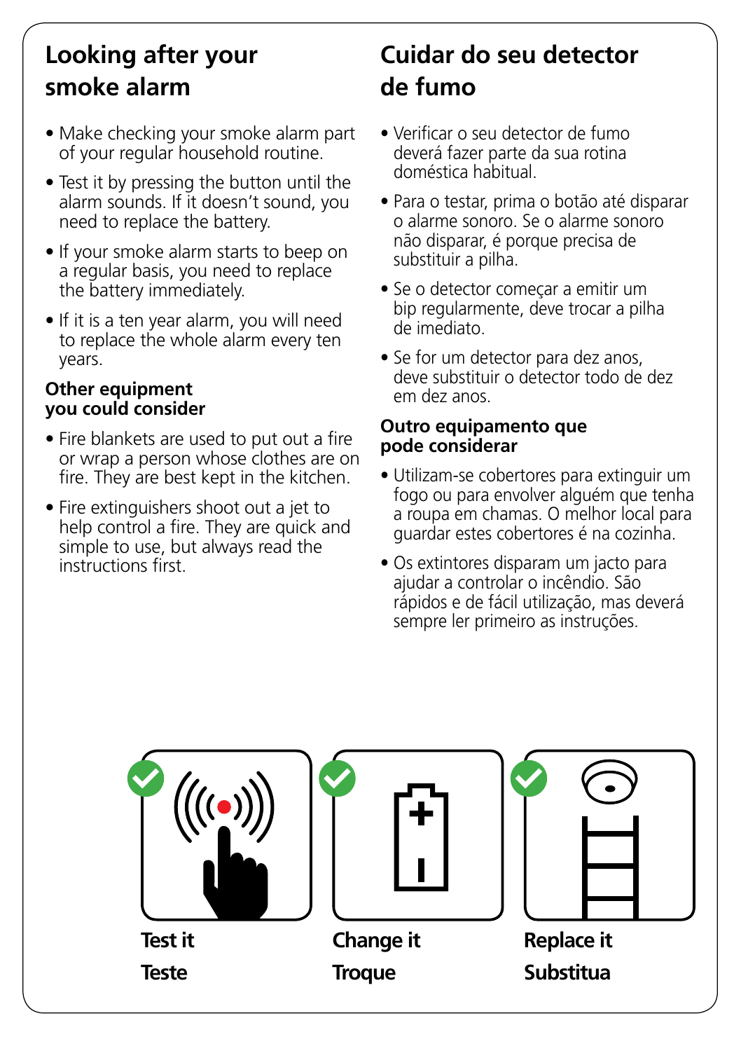## Looking after your smoke alarm

- Make checking your smoke alarm part of your regular household routine.
- Test it by pressing the button until the alarm sounds. If it doesn't sound, you need to replace the battery.
- If your smoke alarm starts to beep on a regular basis, you need to replace the battery immediately.
- If it is a ten year alarm, you will need to replace the whole alarm every ten years.

### Other equipment you could consider

- Fire blankets are used to put out a fire or wrap a person whose clothes are on fire. They are best kept in the kitchen.
- Fire extinguishers shoot out a jet to help control a fire. They are quick and simple to use, but always read the instructions first.

## Cuidar do seu detector de fumo

- Verificar o seu detector de fumo deverá fazer parte da sua rotina doméstica habitual.
- Para o testar, prima o botão até disparar o alarme sonoro. Se o alarme sonoro não disparar, é porque precisa de substituir a pilha.
- Se o detector começar a emitir um bip regularmente, deve trocar a pilha de imediato.
- Se for um detector para dez anos, deve substituir o detector todo de dez em dez anos.

### Outro equipamento que pode considerar

- Utilizam-se cobertores para extinguir um fogo ou para envolver alguém que tenha a roupa em chamas. O melhor local para guardar estes cobertores é na cozinha.
- Os extintores disparam um jacto para ajudar a controlar o incêndio. São rápidos e de fácil utilização, mas deverá sempre ler primeiro as instruções.

**Test it**
**Teste**

**Change it**
**Troque**

**Replace it**
**Substitua**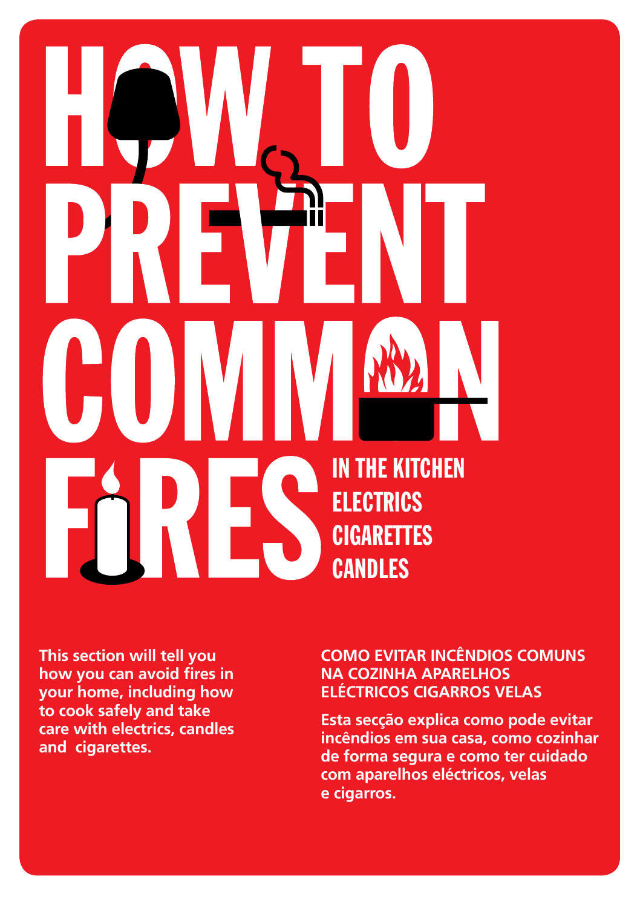# HOW TO PREVENT COMMON FIRES

**IN THE KITCHEN**
**ELECTRICS**
**CIGARETTES**
**CANDLES**

**This section will tell you how you can avoid fires in your home, including how to cook safely and take care with electrics, candles and cigarettes.**

**COMO EVITAR INCÊNDIOS COMUNS NA COZINHA APARELHOS ELÉCTRICOS CIGARROS VELAS**

**Esta secção explica como pode evitar incêndios em sua casa, como cozinhar de forma segura e como ter cuidado com aparelhos eléctricos, velas e cigarros.**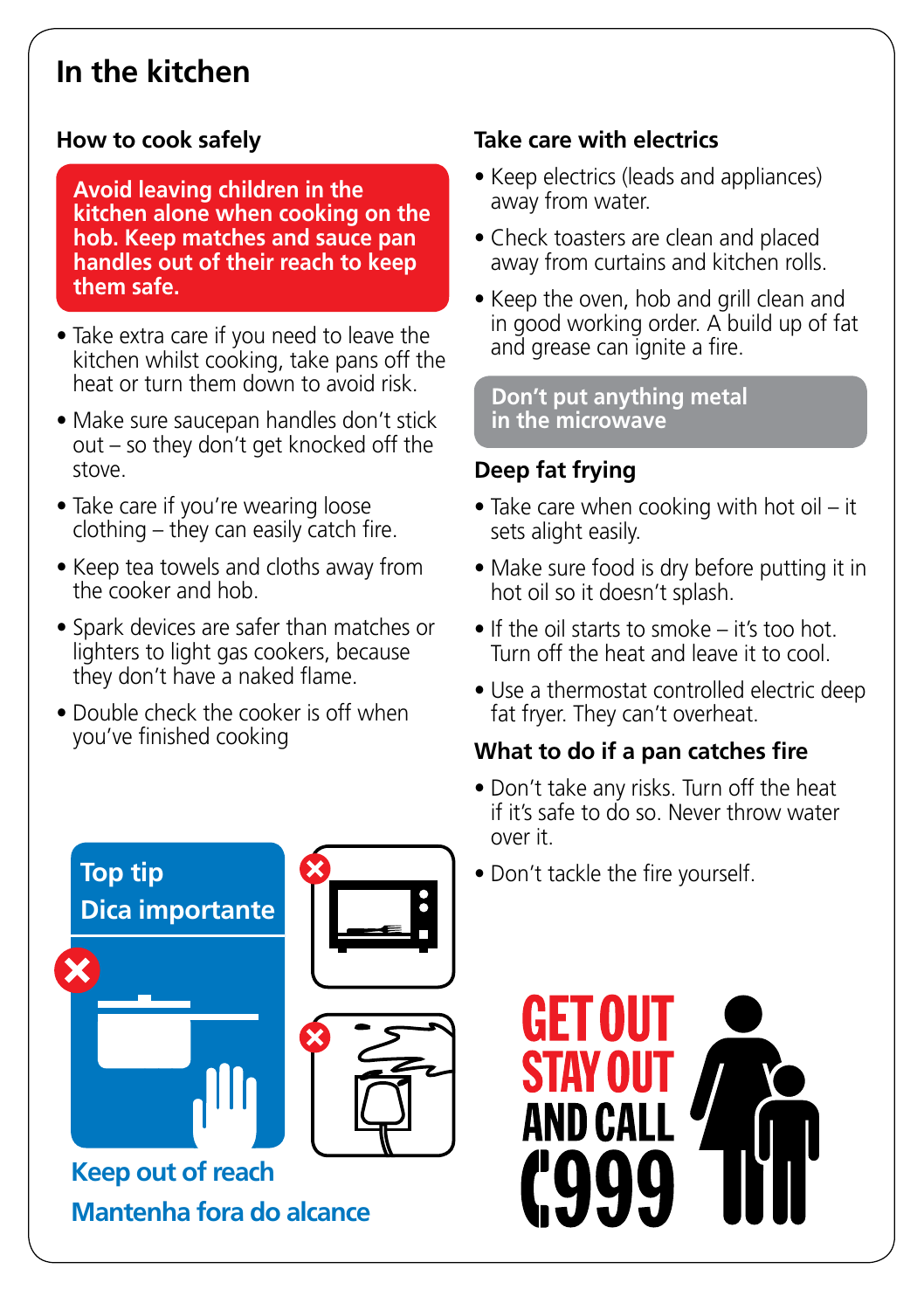# In the kitchen

## How to cook safely

**Avoid leaving children in the kitchen alone when cooking on the hob. Keep matches and sauce pan handles out of their reach to keep them safe.**

- Take extra care if you need to leave the kitchen whilst cooking, take pans off the heat or turn them down to avoid risk.
- Make sure saucepan handles don't stick out – so they don't get knocked off the stove.
- Take care if you're wearing loose clothing – they can easily catch fire.
- Keep tea towels and cloths away from the cooker and hob.
- Spark devices are safer than matches or lighters to light gas cookers, because they don't have a naked flame.
- Double check the cooker is off when you've finished cooking

**Top tip**
**Dica importante**

**Keep out of reach**
**Mantenha fora do alcance**

## Take care with electrics

- Keep electrics (leads and appliances) away from water.
- Check toasters are clean and placed away from curtains and kitchen rolls.
- Keep the oven, hob and grill clean and in good working order. A build up of fat and grease can ignite a fire.

**Don't put anything metal in the microwave**

## Deep fat frying

- Take care when cooking with hot oil – it sets alight easily.
- Make sure food is dry before putting it in hot oil so it doesn't splash.
- If the oil starts to smoke – it's too hot. Turn off the heat and leave it to cool.
- Use a thermostat controlled electric deep fat fryer. They can't overheat.

## What to do if a pan catches fire

- Don't take any risks. Turn off the heat if it's safe to do so. Never throw water over it.
- Don't tackle the fire yourself.

**GET OUT STAY OUT AND CALL 999**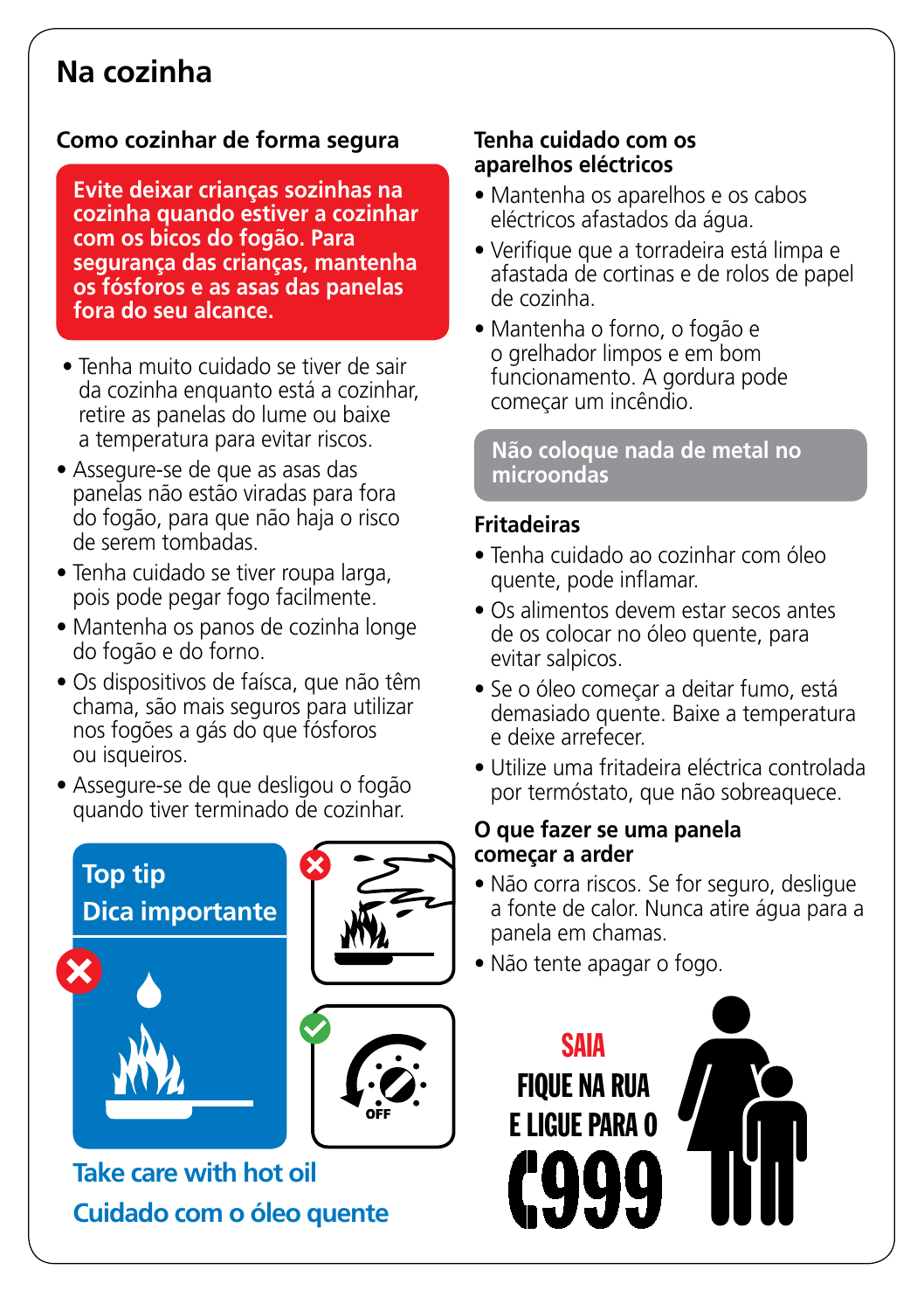# Na cozinha

## Como cozinhar de forma segura

**Evite deixar crianças sozinhas na cozinha quando estiver a cozinhar com os bicos do fogão. Para segurança das crianças, mantenha os fósforos e as asas das panelas fora do seu alcance.**

- Tenha muito cuidado se tiver de sair da cozinha enquanto está a cozinhar, retire as panelas do lume ou baixe a temperatura para evitar riscos.
- Assegure-se de que as asas das panelas não estão viradas para fora do fogão, para que não haja o risco de serem tombadas.
- Tenha cuidado se tiver roupa larga, pois pode pegar fogo facilmente.
- Mantenha os panos de cozinha longe do fogão e do forno.
- Os dispositivos de faísca, que não têm chama, são mais seguros para utilizar nos fogões a gás do que fósforos ou isqueiros.
- Assegure-se de que desligou o fogão quando tiver terminado de cozinhar.

**Top tip**
**Dica importante**

OFF

**Take care with hot oil**
**Cuidado com o óleo quente**

## Tenha cuidado com os aparelhos eléctricos

- Mantenha os aparelhos e os cabos eléctricos afastados da água.
- Verifique que a torradeira está limpa e afastada de cortinas e de rolos de papel de cozinha.
- Mantenha o forno, o fogão e o grelhador limpos e em bom funcionamento. A gordura pode começar um incêndio.

**Não coloque nada de metal no microondas**

## Fritadeiras

- Tenha cuidado ao cozinhar com óleo quente, pode inflamar.
- Os alimentos devem estar secos antes de os colocar no óleo quente, para evitar salpicos.
- Se o óleo começar a deitar fumo, está demasiado quente. Baixe a temperatura e deixe arrefecer.
- Utilize uma fritadeira eléctrica controlada por termóstato, que não sobreaquece.

## O que fazer se uma panela começar a arder

- Não corra riscos. Se for seguro, desligue a fonte de calor. Nunca atire água para a panela em chamas.
- Não tente apagar o fogo.

**SAIA**
**FIQUE NA RUA**
**E LIGUE PARA O**
**999**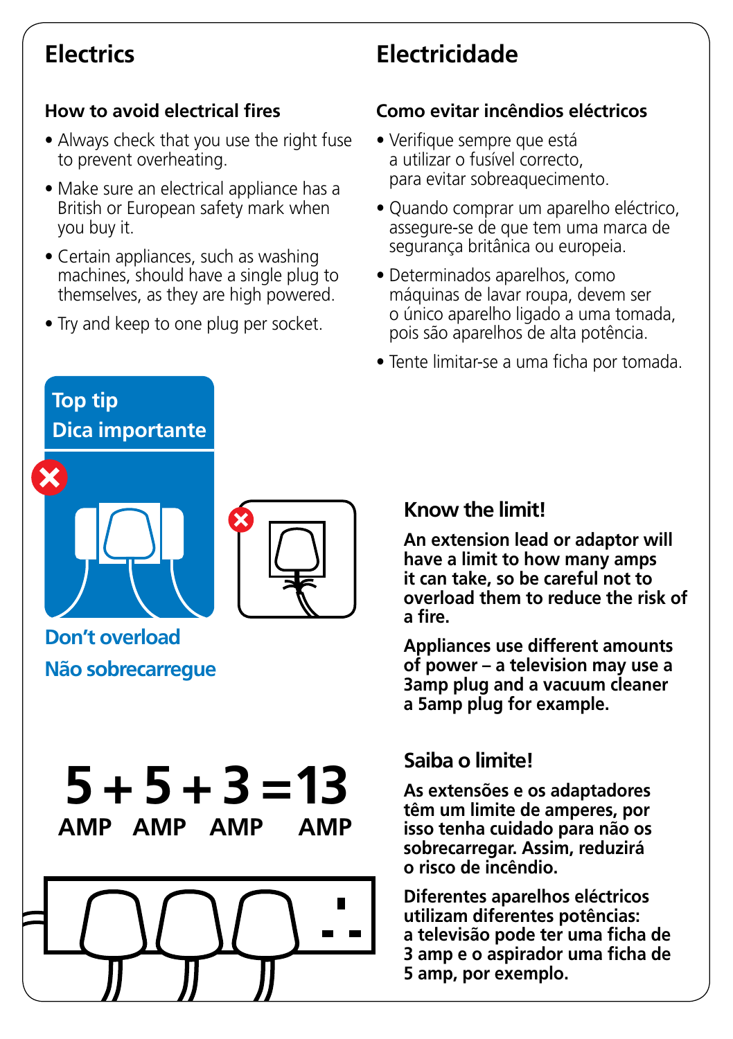## Electrics

### How to avoid electrical fires

- Always check that you use the right fuse to prevent overheating.
- Make sure an electrical appliance has a British or European safety mark when you buy it.
- Certain appliances, such as washing machines, should have a single plug to themselves, as they are high powered.
- Try and keep to one plug per socket.

## Electricidade

### Como evitar incêndios eléctricos

- Verifique sempre que está a utilizar o fusível correcto, para evitar sobreaquecimento.
- Quando comprar um aparelho eléctrico, assegure-se de que tem uma marca de segurança britânica ou europeia.
- Determinados aparelhos, como máquinas de lavar roupa, devem ser o único aparelho ligado a uma tomada, pois são aparelhos de alta potência.
- Tente limitar-se a uma ficha por tomada.

**Top tip**
**Dica importante**

**Don't overload**
**Não sobrecarregue**

**5 AMP + 5 AMP + 3 AMP = 13 AMP**

### Know the limit!

**An extension lead or adaptor will have a limit to how many amps it can take, so be careful not to overload them to reduce the risk of a fire.**

**Appliances use different amounts of power – a television may use a 3amp plug and a vacuum cleaner a 5amp plug for example.**

### Saiba o limite!

**As extensões e os adaptadores têm um limite de amperes, por isso tenha cuidado para não os sobrecarregar. Assim, reduzirá o risco de incêndio.**

**Diferentes aparelhos eléctricos utilizam diferentes potências: a televisão pode ter uma ficha de 3 amp e o aspirador uma ficha de 5 amp, por exemplo.**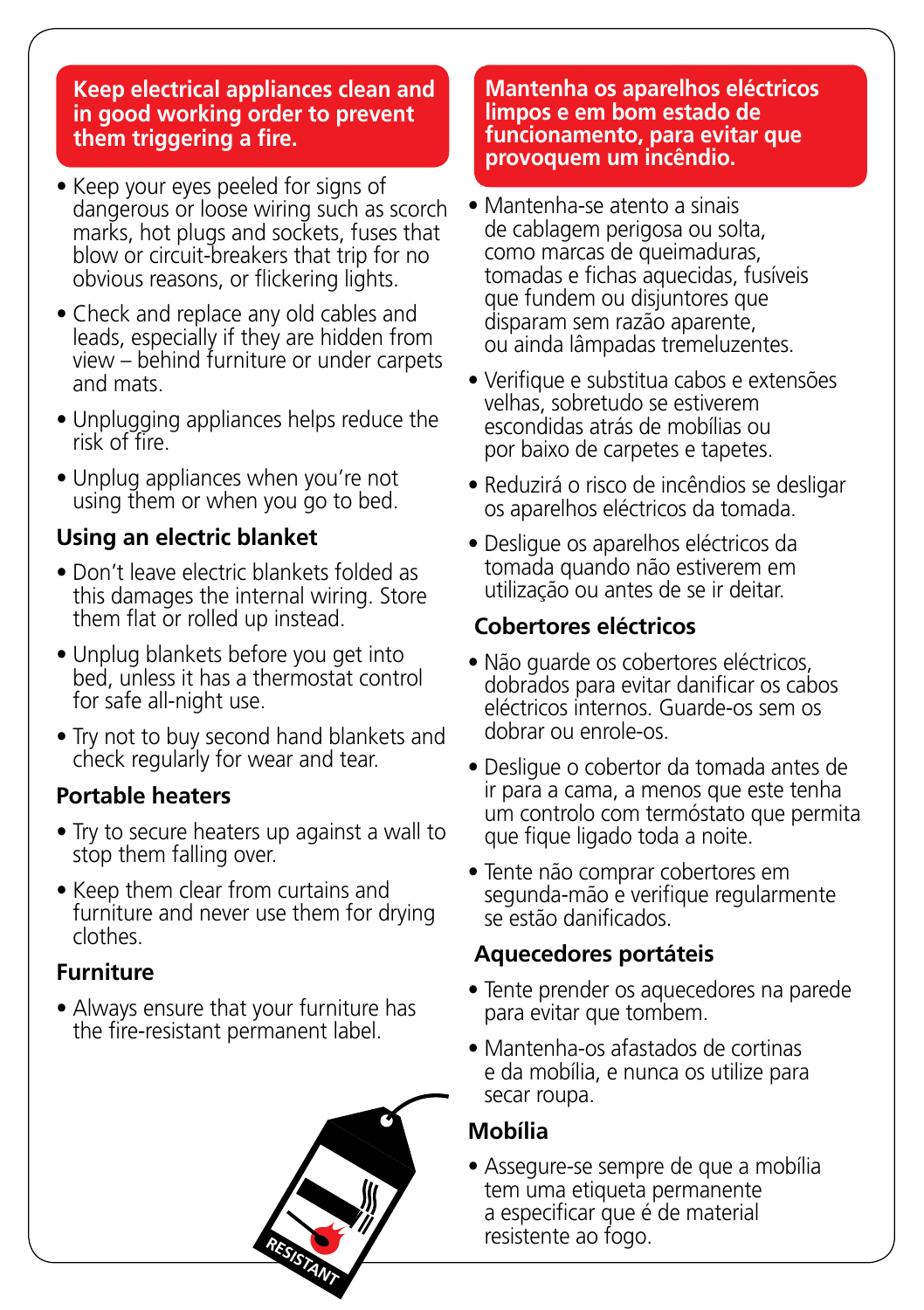## Keep electrical appliances clean and in good working order to prevent them triggering a fire.

- Keep your eyes peeled for signs of dangerous or loose wiring such as scorch marks, hot plugs and sockets, fuses that blow or circuit-breakers that trip for no obvious reasons, or flickering lights.
- Check and replace any old cables and leads, especially if they are hidden from view – behind furniture or under carpets and mats.
- Unplugging appliances helps reduce the risk of fire.
- Unplug appliances when you're not using them or when you go to bed.

### Using an electric blanket

- Don't leave electric blankets folded as this damages the internal wiring. Store them flat or rolled up instead.
- Unplug blankets before you get into bed, unless it has a thermostat control for safe all-night use.
- Try not to buy second hand blankets and check regularly for wear and tear.

### Portable heaters

- Try to secure heaters up against a wall to stop them falling over.
- Keep them clear from curtains and furniture and never use them for drying clothes.

### Furniture

- Always ensure that your furniture has the fire-resistant permanent label.

RESISTANT

## Mantenha os aparelhos eléctricos limpos e em bom estado de funcionamento, para evitar que provoquem um incêndio.

- Mantenha-se atento a sinais de cablagem perigosa ou solta, como marcas de queimaduras, tomadas e fichas aquecidas, fusíveis que fundem ou disjuntores que disparam sem razão aparente, ou ainda lâmpadas tremeluzentes.
- Verifique e substitua cabos e extensões velhas, sobretudo se estiverem escondidas atrás de mobílias ou por baixo de carpetes e tapetes.
- Reduzirá o risco de incêndios se desligar os aparelhos eléctricos da tomada.
- Desligue os aparelhos eléctricos da tomada quando não estiverem em utilização ou antes de se ir deitar.

### Cobertores eléctricos

- Não guarde os cobertores eléctricos, dobrados para evitar danificar os cabos eléctricos internos. Guarde-os sem os dobrar ou enrole-os.
- Desligue o cobertor da tomada antes de ir para a cama, a menos que este tenha um controlo com termóstato que permita que fique ligado toda a noite.
- Tente não comprar cobertores em segunda-mão e verifique regularmente se estão danificados.

### Aquecedores portáteis

- Tente prender os aquecedores na parede para evitar que tombem.
- Mantenha-os afastados de cortinas e da mobília, e nunca os utilize para secar roupa.

### Mobília

- Assegure-se sempre de que a mobília tem uma etiqueta permanente a especificar que é de material resistente ao fogo.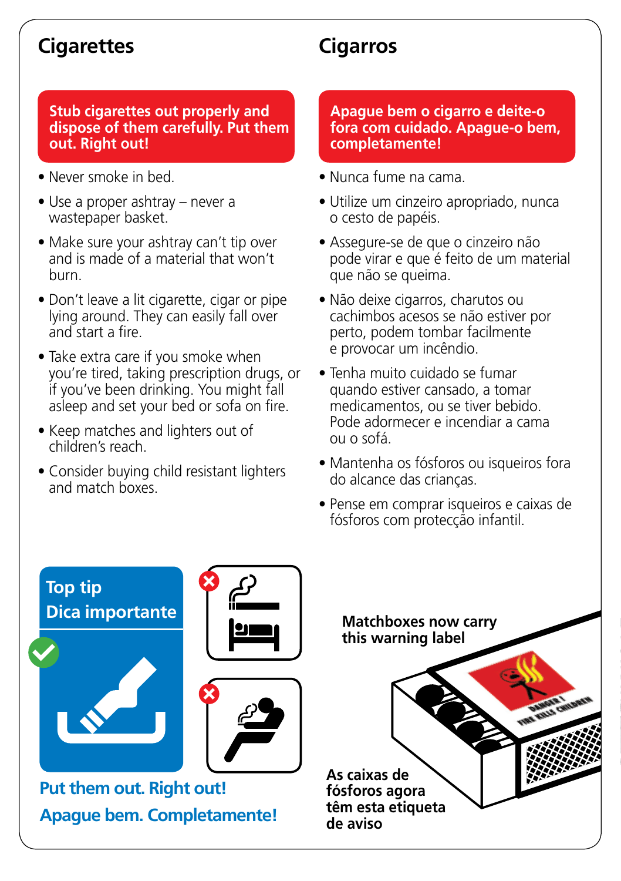## Cigarettes

**Stub cigarettes out properly and dispose of them carefully. Put them out. Right out!**

- Never smoke in bed.
- Use a proper ashtray – never a wastepaper basket.
- Make sure your ashtray can't tip over and is made of a material that won't burn.
- Don't leave a lit cigarette, cigar or pipe lying around. They can easily fall over and start a fire.
- Take extra care if you smoke when you're tired, taking prescription drugs, or if you've been drinking. You might fall asleep and set your bed or sofa on fire.
- Keep matches and lighters out of children's reach.
- Consider buying child resistant lighters and match boxes.

## Cigarros

**Apague bem o cigarro e deite-o fora com cuidado. Apague-o bem, completamente!**

- Nunca fume na cama.
- Utilize um cinzeiro apropriado, nunca o cesto de papéis.
- Assegure-se de que o cinzeiro não pode virar e que é feito de um material que não se queima.
- Não deixe cigarros, charutos ou cachimbos acesos se não estiver por perto, podem tombar facilmente e provocar um incêndio.
- Tenha muito cuidado se fumar quando estiver cansado, a tomar medicamentos, ou se tiver bebido. Pode adormecer e incendiar a cama ou o sofá.
- Mantenha os fósforos ou isqueiros fora do alcance das crianças.
- Pense em comprar isqueiros e caixas de fósforos com protecção infantil.

**Top tip**
**Dica importante**

**Put them out. Right out!**

**Apague bem. Completamente!**

**Matchboxes now carry this warning label**

DANGER! FIRE KILLS CHILDREN

**As caixas de fósforos agora têm esta etiqueta de aviso**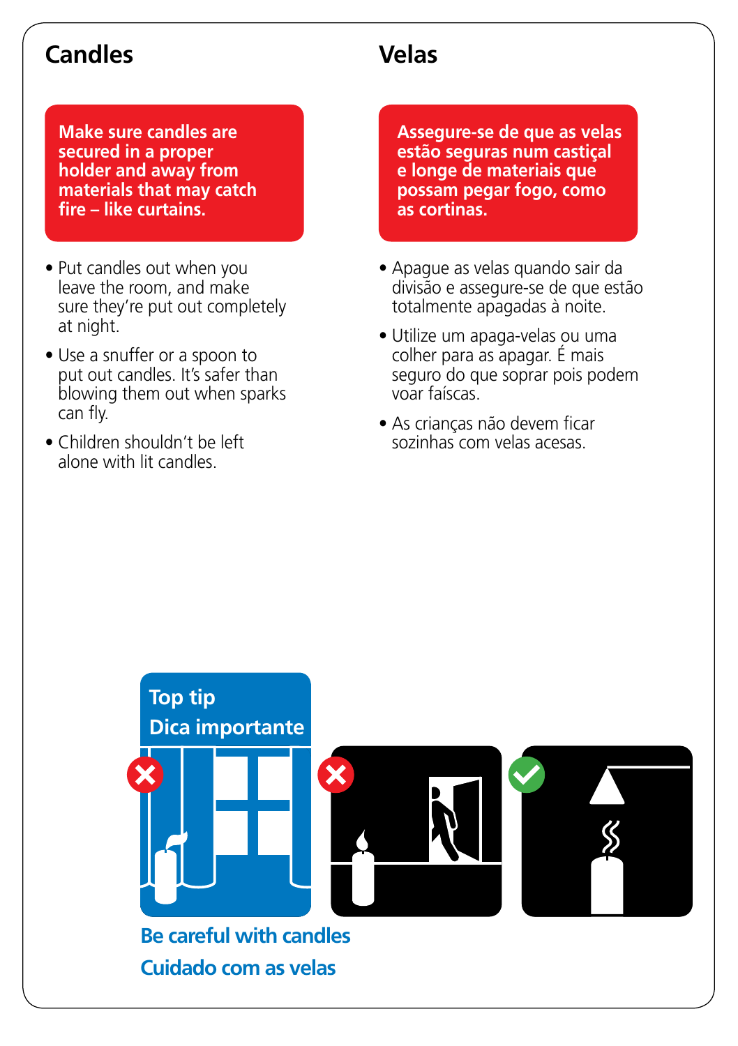## Candles

**Make sure candles are secured in a proper holder and away from materials that may catch fire – like curtains.**

- Put candles out when you leave the room, and make sure they're put out completely at night.
- Use a snuffer or a spoon to put out candles. It's safer than blowing them out when sparks can fly.
- Children shouldn't be left alone with lit candles.

## Velas

**Assegure-se de que as velas estão seguras num castiçal e longe de materiais que possam pegar fogo, como as cortinas.**

- Apague as velas quando sair da divisão e assegure-se de que estão totalmente apagadas à noite.
- Utilize um apaga-velas ou uma colher para as apagar. É mais seguro do que soprar pois podem voar faíscas.
- As crianças não devem ficar sozinhas com velas acesas.

**Top tip**

**Dica importante**

**Be careful with candles**

**Cuidado com as velas**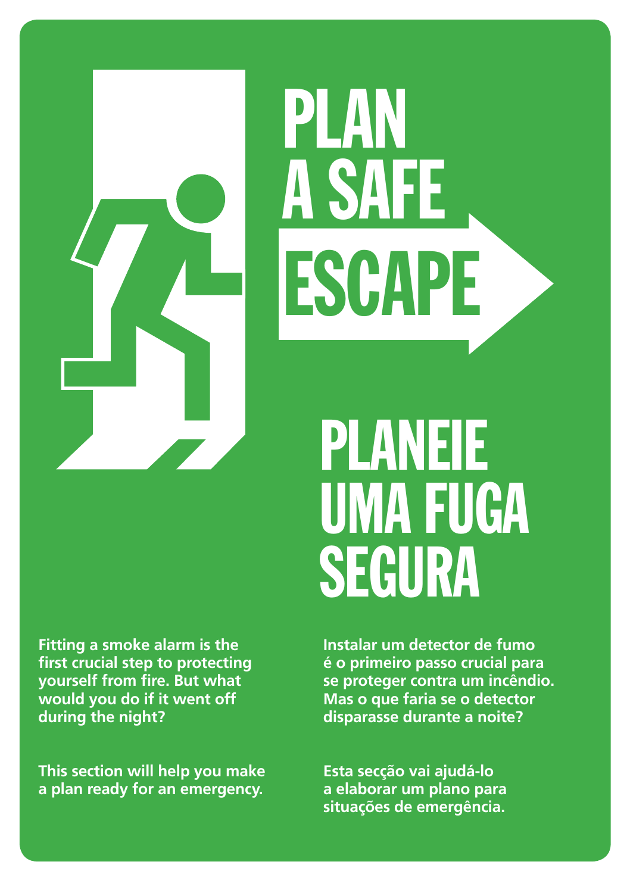# PLAN A SAFE ESCAPE

# PLANEIE UMA FUGA SEGURA

**Fitting a smoke alarm is the first crucial step to protecting yourself from fire. But what would you do if it went off during the night?**

**This section will help you make a plan ready for an emergency.**

**Instalar um detector de fumo é o primeiro passo crucial para se proteger contra um incêndio. Mas o que faria se o detector disparasse durante a noite?**

**Esta secção vai ajudá-lo a elaborar um plano para situações de emergência.**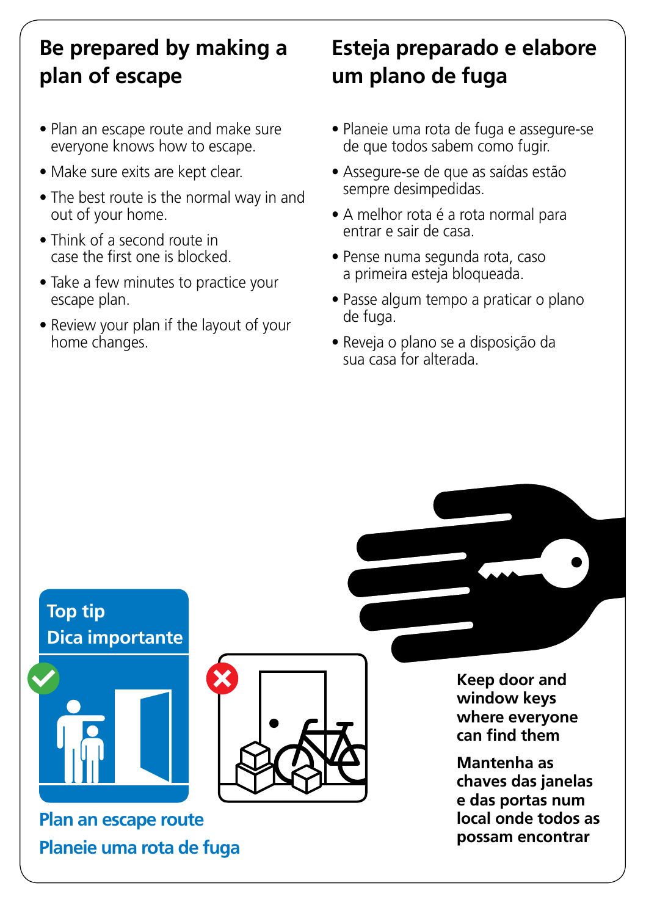## Be prepared by making a plan of escape

- Plan an escape route and make sure everyone knows how to escape.
- Make sure exits are kept clear.
- The best route is the normal way in and out of your home.
- Think of a second route in case the first one is blocked.
- Take a few minutes to practice your escape plan.
- Review your plan if the layout of your home changes.

## Esteja preparado e elabore um plano de fuga

- Planeie uma rota de fuga e assegure-se de que todos sabem como fugir.
- Assegure-se de que as saídas estão sempre desimpedidas.
- A melhor rota é a rota normal para entrar e sair de casa.
- Pense numa segunda rota, caso a primeira esteja bloqueada.
- Passe algum tempo a praticar o plano de fuga.
- Reveja o plano se a disposição da sua casa for alterada.

**Top tip**
**Dica importante**

**Plan an escape route**
**Planeie uma rota de fuga**

**Keep door and window keys where everyone can find them**

**Mantenha as chaves das janelas e das portas num local onde todos as possam encontrar**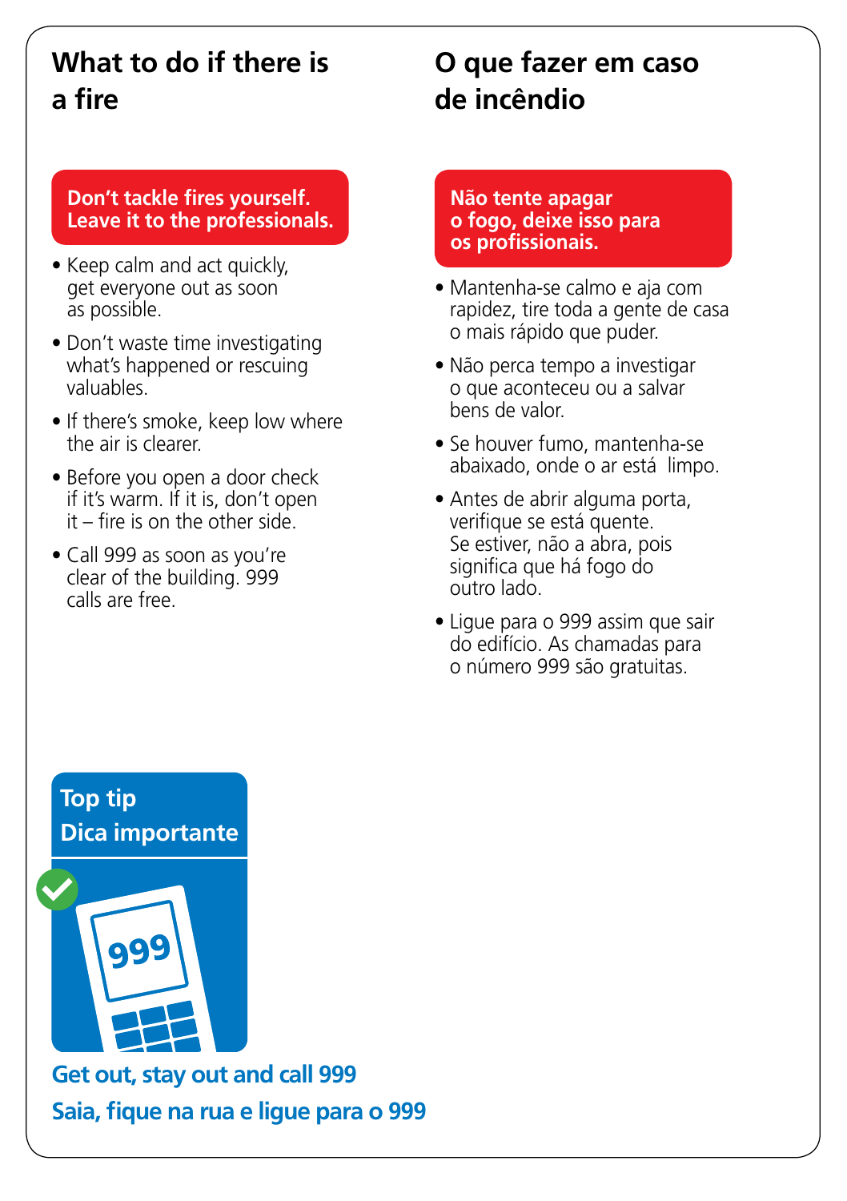## What to do if there is a fire

**Don't tackle fires yourself. Leave it to the professionals.**

- Keep calm and act quickly, get everyone out as soon as possible.
- Don't waste time investigating what's happened or rescuing valuables.
- If there's smoke, keep low where the air is clearer.
- Before you open a door check if it's warm. If it is, don't open it – fire is on the other side.
- Call 999 as soon as you're clear of the building. 999 calls are free.

## O que fazer em caso de incêndio

**Não tente apagar o fogo, deixe isso para os profissionais.**

- Mantenha-se calmo e aja com rapidez, tire toda a gente de casa o mais rápido que puder.
- Não perca tempo a investigar o que aconteceu ou a salvar bens de valor.
- Se houver fumo, mantenha-se abaixado, onde o ar está limpo.
- Antes de abrir alguma porta, verifique se está quente. Se estiver, não a abra, pois significa que há fogo do outro lado.
- Ligue para o 999 assim que sair do edifício. As chamadas para o número 999 são gratuitas.

**Top tip**
**Dica importante**

999

**Get out, stay out and call 999**

**Saia, fique na rua e ligue para o 999**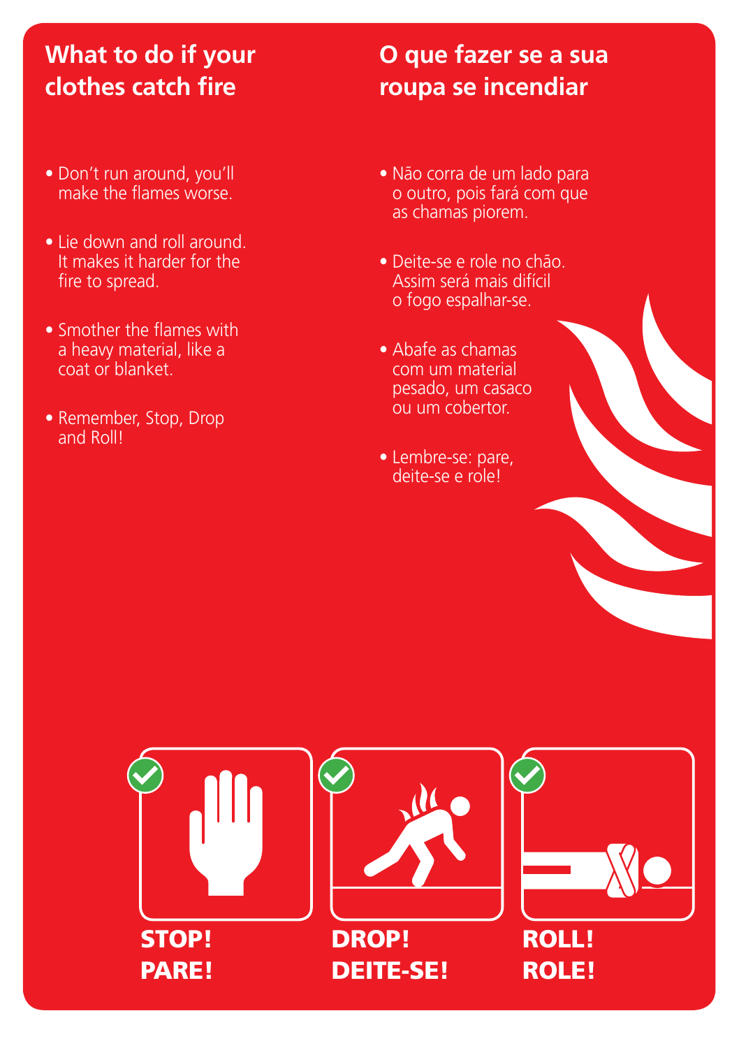## What to do if your clothes catch fire

- Don't run around, you'll make the flames worse.
- Lie down and roll around. It makes it harder for the fire to spread.
- Smother the flames with a heavy material, like a coat or blanket.
- Remember, Stop, Drop and Roll!

## O que fazer se a sua roupa se incendiar

- Não corra de um lado para o outro, pois fará com que as chamas piorem.
- Deite-se e role no chão. Assim será mais difícil o fogo espalhar-se.
- Abafe as chamas com um material pesado, um casaco ou um cobertor.
- Lembre-se: pare, deite-se e role!

**STOP!**
**PARE!**

**DROP!**
**DEITE-SE!**

**ROLL!**
**ROLE!**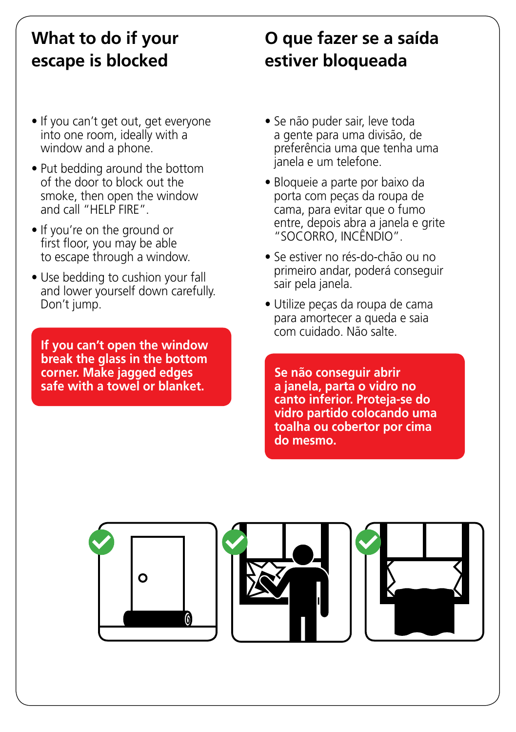## What to do if your escape is blocked

- If you can't get out, get everyone into one room, ideally with a window and a phone.
- Put bedding around the bottom of the door to block out the smoke, then open the window and call "HELP FIRE".
- If you're on the ground or first floor, you may be able to escape through a window.
- Use bedding to cushion your fall and lower yourself down carefully. Don't jump.

**If you can't open the window break the glass in the bottom corner. Make jagged edges safe with a towel or blanket.**

## O que fazer se a saída estiver bloqueada

- Se não puder sair, leve toda a gente para uma divisão, de preferência uma que tenha uma janela e um telefone.
- Bloqueie a parte por baixo da porta com peças da roupa de cama, para evitar que o fumo entre, depois abra a janela e grite "SOCORRO, INCÊNDIO".
- Se estiver no rés-do-chão ou no primeiro andar, poderá conseguir sair pela janela.
- Utilize peças da roupa de cama para amortecer a queda e saia com cuidado. Não salte.

**Se não conseguir abrir a janela, parta o vidro no canto inferior. Proteja-se do vidro partido colocando uma toalha ou cobertor por cima do mesmo.**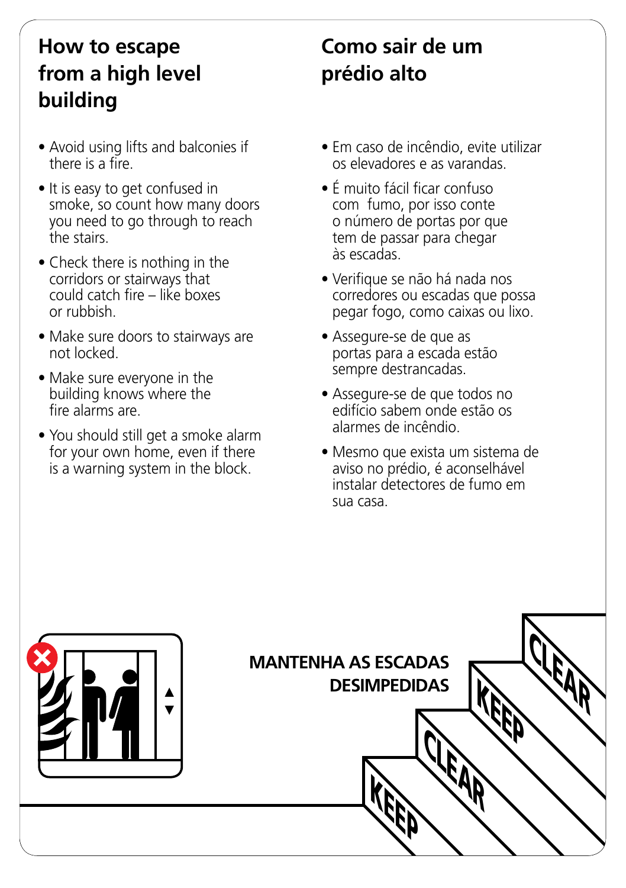## How to escape from a high level building

- Avoid using lifts and balconies if there is a fire.
- It is easy to get confused in smoke, so count how many doors you need to go through to reach the stairs.
- Check there is nothing in the corridors or stairways that could catch fire – like boxes or rubbish.
- Make sure doors to stairways are not locked.
- Make sure everyone in the building knows where the fire alarms are.
- You should still get a smoke alarm for your own home, even if there is a warning system in the block.

## Como sair de um prédio alto

- Em caso de incêndio, evite utilizar os elevadores e as varandas.
- É muito fácil ficar confuso com fumo, por isso conte o número de portas por que tem de passar para chegar às escadas.
- Verifique se não há nada nos corredores ou escadas que possa pegar fogo, como caixas ou lixo.
- Assegure-se de que as portas para a escada estão sempre destrancadas.
- Assegure-se de que todos no edifício sabem onde estão os alarmes de incêndio.
- Mesmo que exista um sistema de aviso no prédio, é aconselhável instalar detectores de fumo em sua casa.

**MANTENHA AS ESCADAS DESIMPEDIDAS**

KEEP CLEAR KEEP CLEAR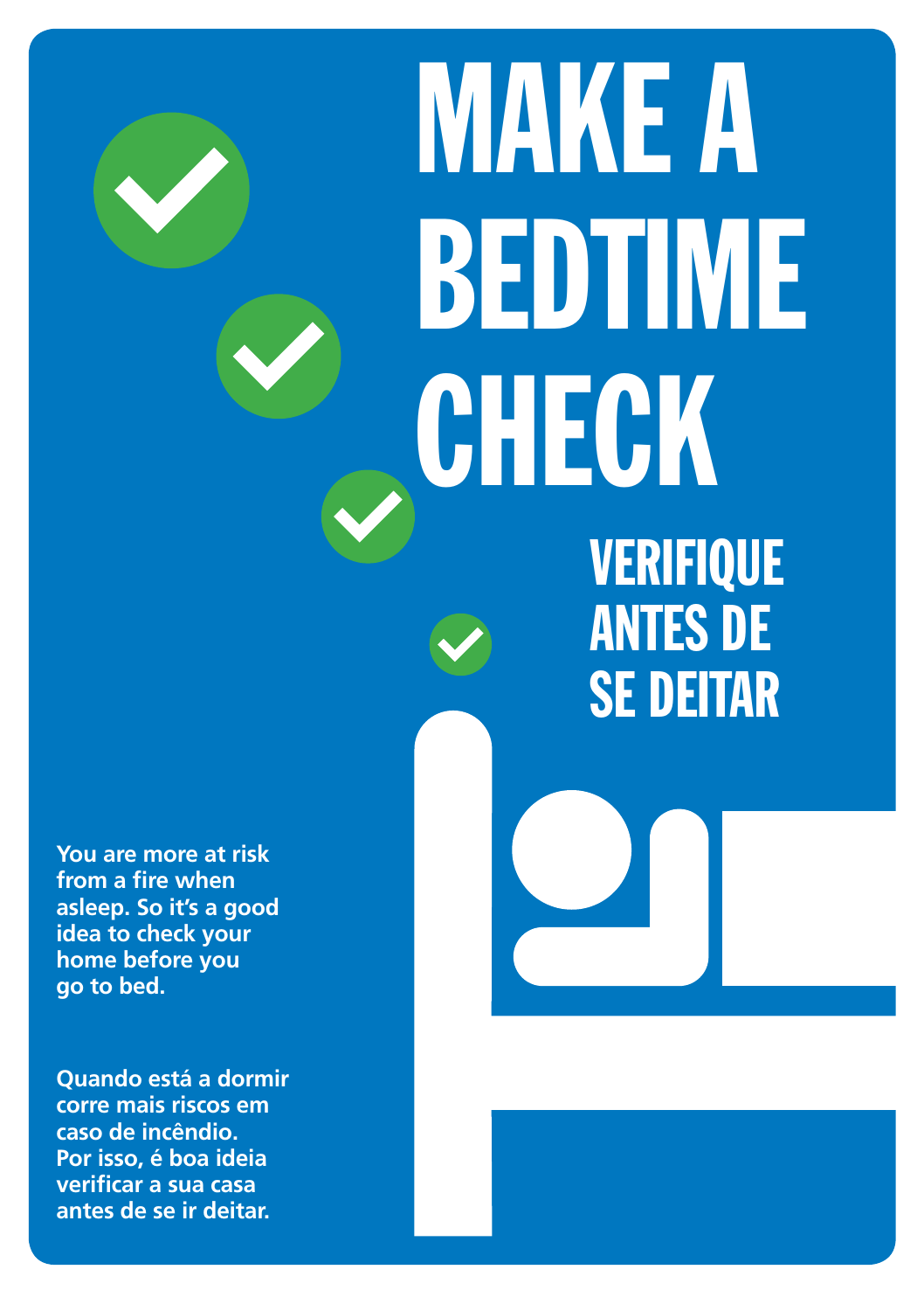# MAKE A BEDTIME CHECK

## VERIFIQUE ANTES DE SE DEITAR

**You are more at risk from a fire when asleep. So it's a good idea to check your home before you go to bed.**

**Quando está a dormir corre mais riscos em caso de incêndio. Por isso, é boa ideia verificar a sua casa antes de se ir deitar.**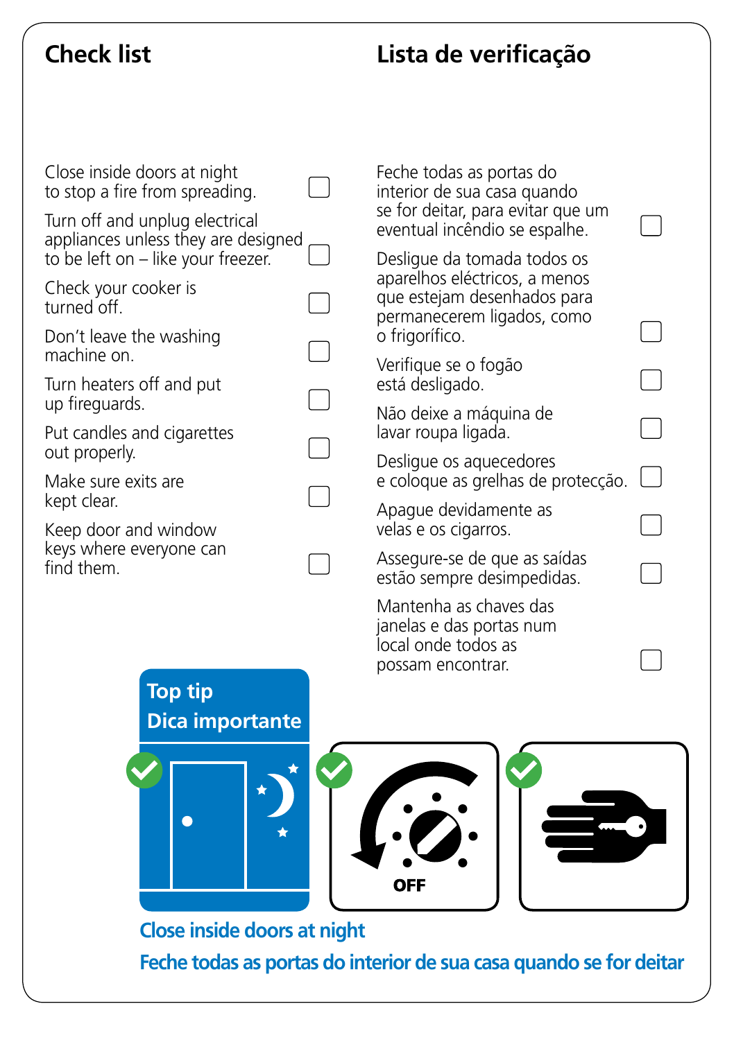## Check list

- [ ] Close inside doors at night to stop a fire from spreading.
- [ ] Turn off and unplug electrical appliances unless they are designed to be left on – like your freezer.
- [ ] Check your cooker is turned off.
- [ ] Don't leave the washing machine on.
- [ ] Turn heaters off and put up fireguards.
- [ ] Put candles and cigarettes out properly.
- [ ] Make sure exits are kept clear.
- [ ] Keep door and window keys where everyone can find them.

## Lista de verificação

- [ ] Feche todas as portas do interior de sua casa quando se for deitar, para evitar que um eventual incêndio se espalhe.
- [ ] Desligue da tomada todos os aparelhos eléctricos, a menos que estejam desenhados para permanecerem ligados, como o frigorífico.
- [ ] Verifique se o fogão está desligado.
- [ ] Não deixe a máquina de lavar roupa ligada.
- [ ] Desligue os aquecedores e coloque as grelhas de protecção.
- [ ] Apague devidamente as velas e os cigarros.
- [ ] Assegure-se de que as saídas estão sempre desimpedidas.
- [ ] Mantenha as chaves das janelas e das portas num local onde todos as possam encontrar.

**Top tip**

**Dica importante**

OFF

**Close inside doors at night**

**Feche todas as portas do interior de sua casa quando se for deitar**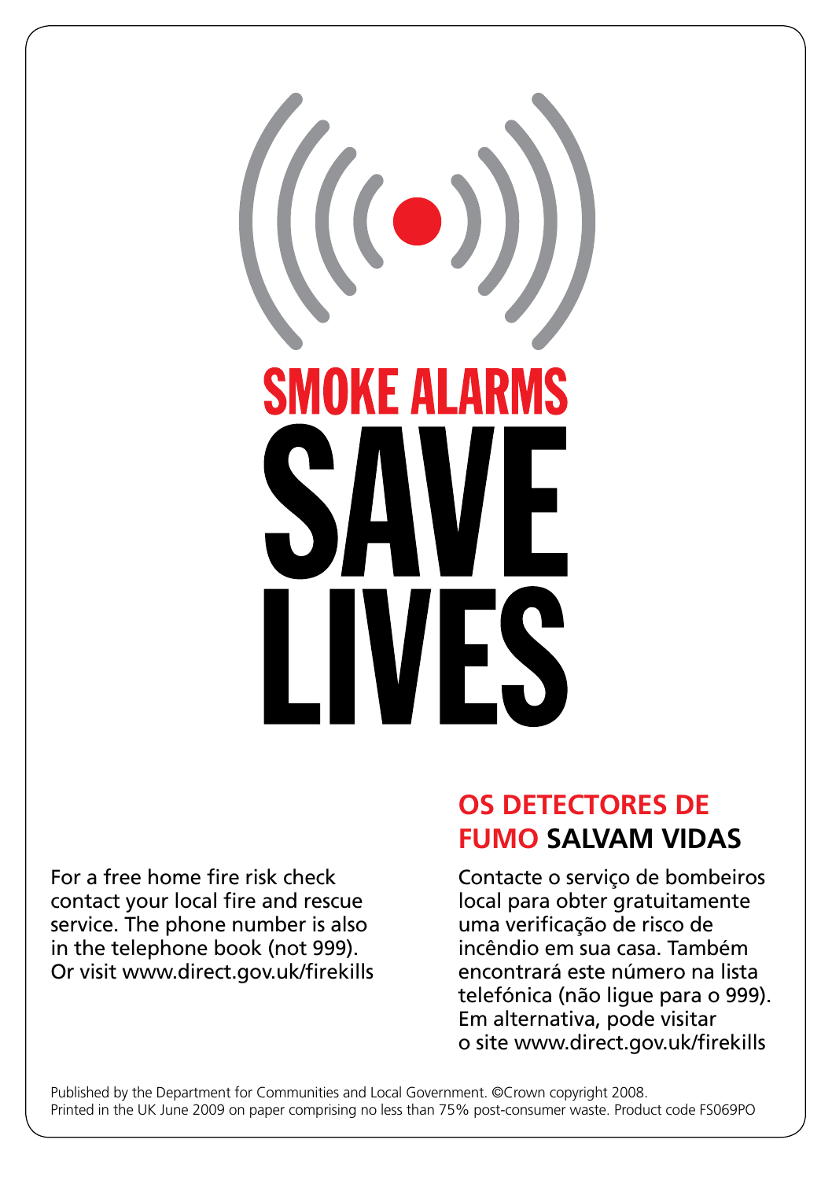# SMOKE ALARMS SAVE LIVES

For a free home fire risk check contact your local fire and rescue service. The phone number is also in the telephone book (not 999). Or visit www.direct.gov.uk/firekills

## OS DETECTORES DE FUMO SALVAM VIDAS

Contacte o serviço de bombeiros local para obter gratuitamente uma verificação de risco de incêndio em sua casa. Também encontrará este número na lista telefónica (não ligue para o 999). Em alternativa, pode visitar o site www.direct.gov.uk/firekills

Published by the Department for Communities and Local Government. ©Crown copyright 2008.
Printed in the UK June 2009 on paper comprising no less than 75% post-consumer waste. Product code FS069PO